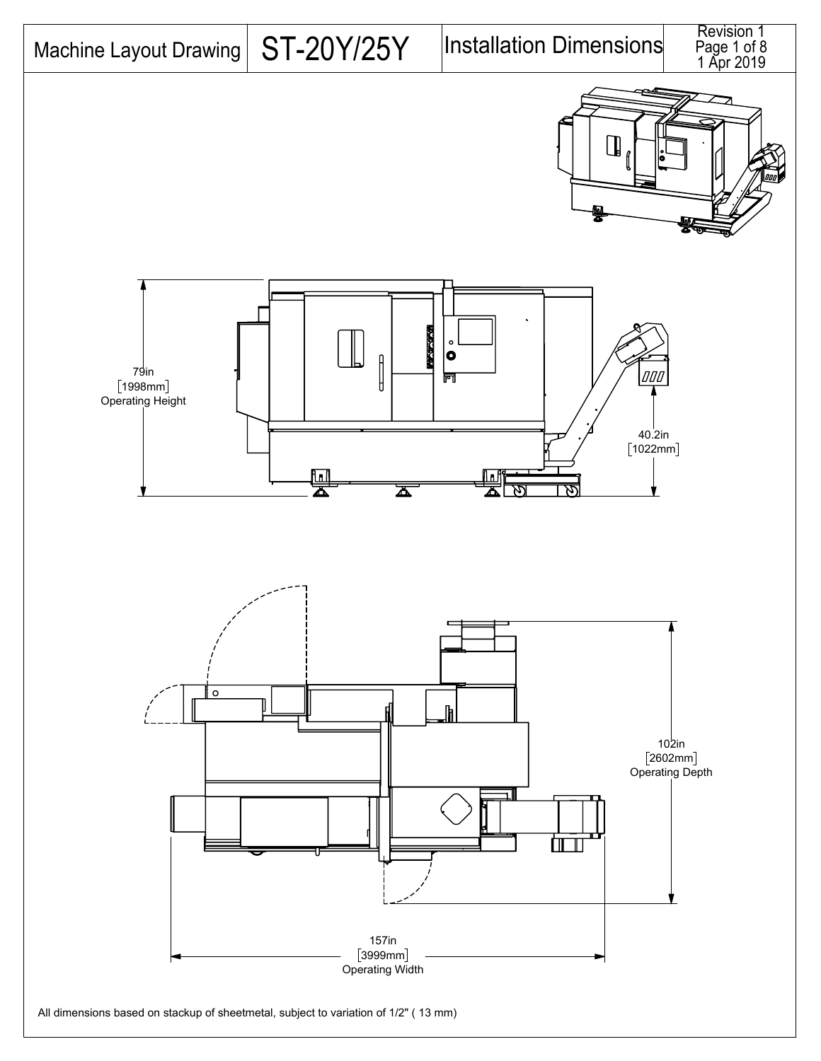# Machine Layout Drawing | ST-20Y/25Y | Installation Dimensions

Revision 1
1 Apr 2019

79in
[1998mm]
Operating Height

40.2in
[1022mm]

102in
[2602mm]
Operating Depth

157in
[3999mm]
Operating Width

All dimensions based on stackup of sheetmetal, subject to variation of 1/2" ( 13 mm)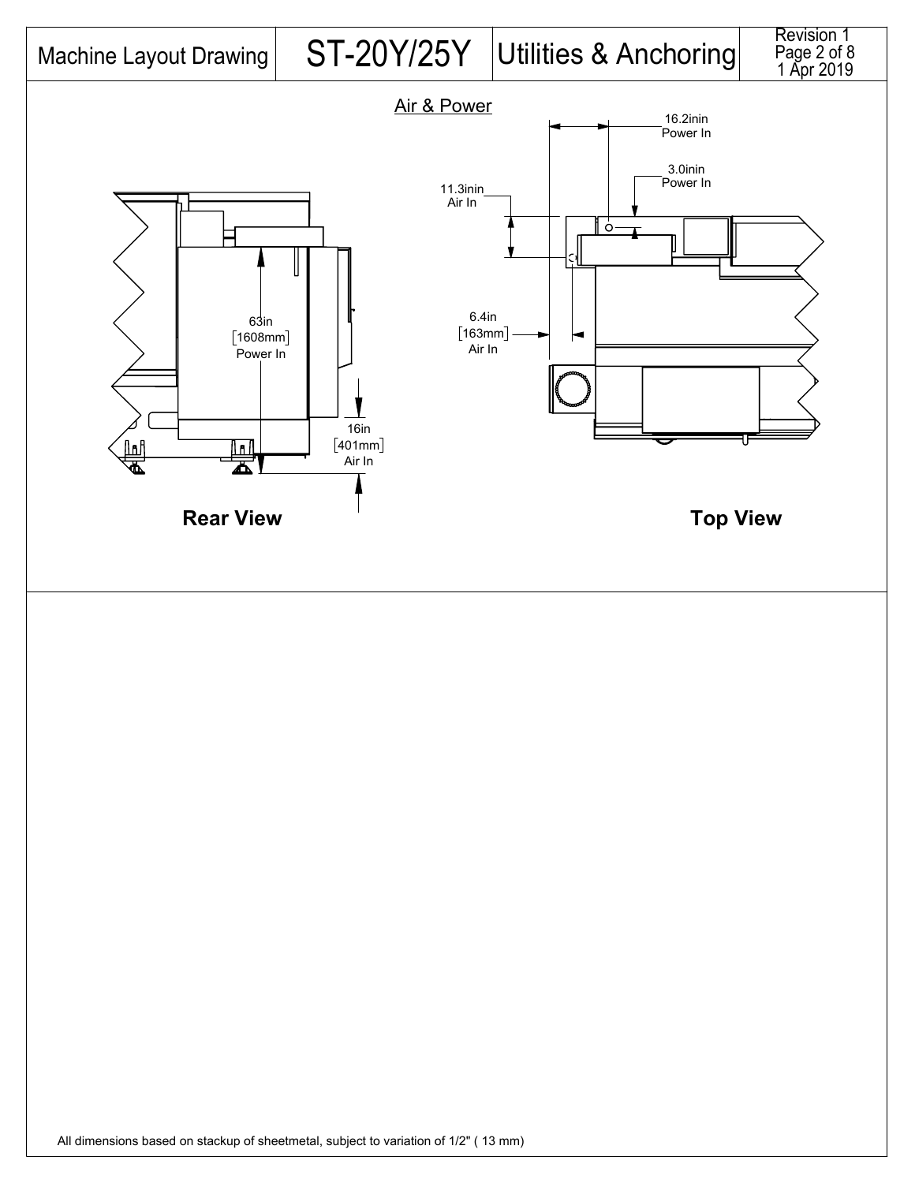| Machine Layout Drawing | ST-20Y/25Y | Utilities & Anchoring | Revision 1, Page 2 of 8, 1 Apr 2019 |
| --- | --- | --- | --- |

## Air & Power

63in
[1608mm]
Power In

16in
[401mm]
Air In

**Rear View**

16.2inin
Power In

3.0inin
Power In

11.3inin
Air In

6.4in
[163mm]
Air In

**Top View**

All dimensions based on stackup of sheetmetal, subject to variation of 1/2" ( 13 mm)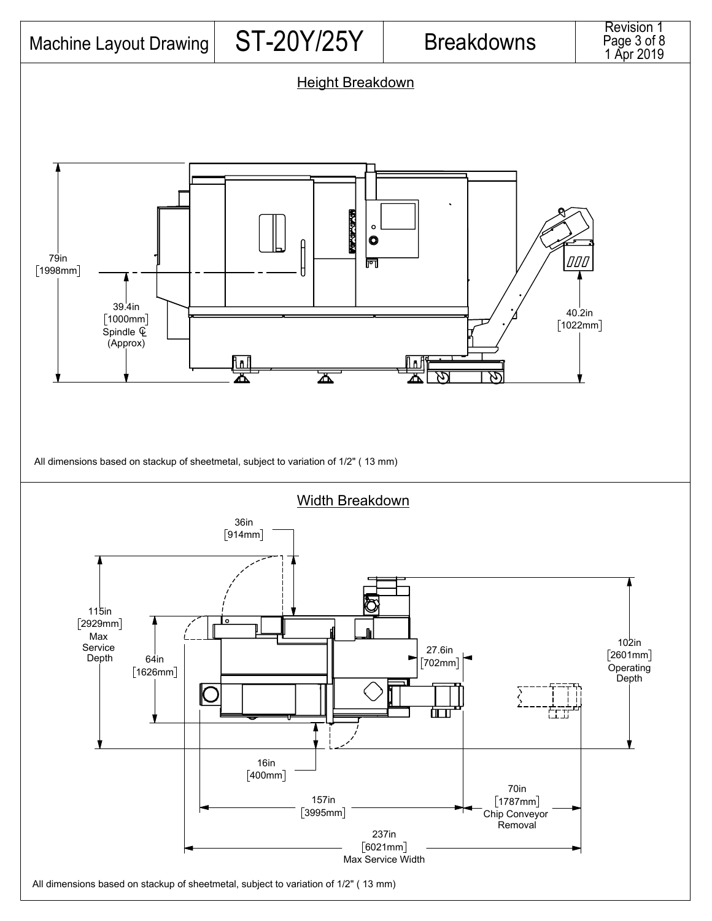# Machine Layout Drawing — ST-20Y/25Y — Breakdowns

## Height Breakdown

79in [1998mm]

39.4in [1000mm] Spindle ℄ (Approx)

40.2in [1022mm]

All dimensions based on stackup of sheetmetal, subject to variation of 1/2" ( 13 mm)

## Width Breakdown

36in [914mm]

115in [2929mm] Max Service Depth

64in [1626mm]

27.6in [702mm]

102in [2601mm] Operating Depth

16in [400mm]

157in [3995mm]

70in [1787mm] Chip Conveyor Removal

237in [6021mm] Max Service Width

All dimensions based on stackup of sheetmetal, subject to variation of 1/2" ( 13 mm)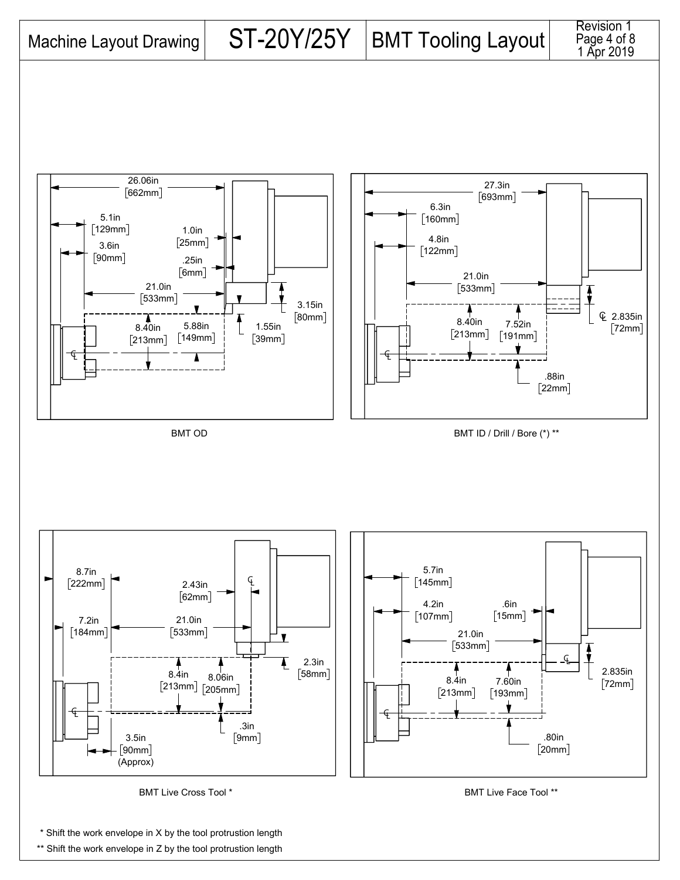# Machine Layout Drawing | ST-20Y/25Y | BMT Tooling Layout

Revision 1
1 Apr 2019

26.06in [662mm]
5.1in [129mm]
3.6in [90mm]
1.0in [25mm]
.25in [6mm]
21.0in [533mm]
3.15in [80mm]
8.40in [213mm]
5.88in [149mm]
1.55in [39mm]

BMT OD

27.3in [693mm]
6.3in [160mm]
4.8in [122mm]
21.0in [533mm]
2.835in [72mm]
8.40in [213mm]
7.52in [191mm]
.88in [22mm]

BMT ID / Drill / Bore (*) **

8.7in [222mm]
2.43in [62mm]
7.2in [184mm]
21.0in [533mm]
2.3in [58mm]
8.4in [213mm]
8.06in [205mm]
.3in [9mm]
3.5in [90mm] (Approx)

BMT Live Cross Tool *

5.7in [145mm]
4.2in [107mm]
.6in [15mm]
21.0in [533mm]
2.835in [72mm]
8.4in [213mm]
7.60in [193mm]
.80in [20mm]

BMT Live Face Tool **

* Shift the work envelope in X by the tool protrustion length

** Shift the work envelope in Z by the tool protrustion length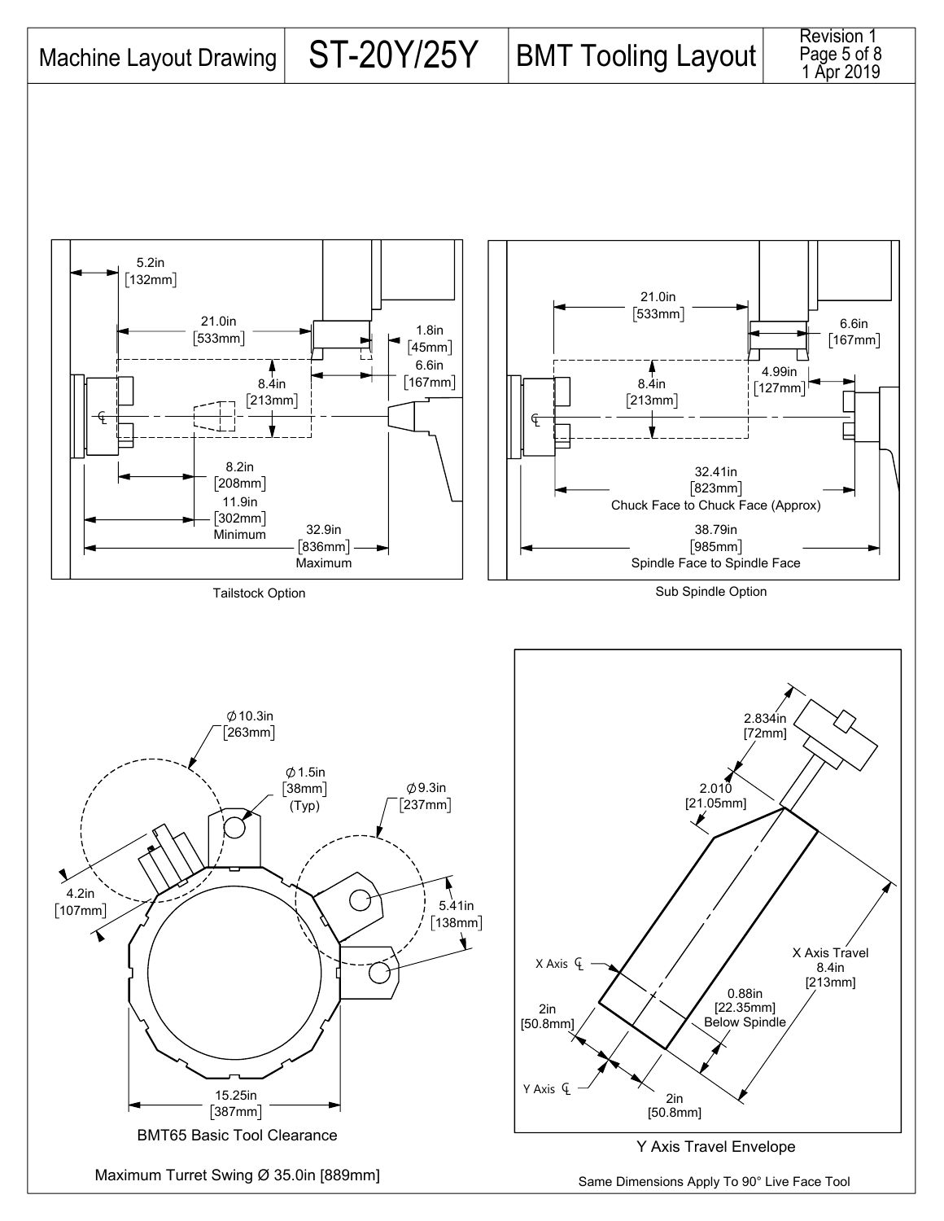# Machine Layout Drawing — ST-20Y/25Y — BMT Tooling Layout

Revision 1
1 Apr 2019

5.2in
[132mm]

21.0in
[533mm]

1.8in
[45mm]

6.6in
[167mm]

8.4in
[213mm]

8.2in
[208mm]

11.9in
[302mm]
Minimum

32.9in
[836mm]
Maximum

Tailstock Option

21.0in
[533mm]

6.6in
[167mm]

4.99in
[127mm]

8.4in
[213mm]

32.41in
[823mm]
Chuck Face to Chuck Face (Approx)

38.79in
[985mm]
Spindle Face to Spindle Face

Sub Spindle Option

Ø 10.3in
[263mm]

Ø 1.5in
[38mm]
(Typ)

Ø 9.3in
[237mm]

4.2in
[107mm]

5.41in
[138mm]

15.25in
[387mm]

BMT65 Basic Tool Clearance

Maximum Turret Swing Ø 35.0in [889mm]

2.834in
[72mm]

2.010
[21.05mm]

X Axis ℄

X Axis Travel
8.4in
[213mm]

0.88in
[22.35mm]
Below Spindle

2in
[50.8mm]

Y Axis ℄

2in
[50.8mm]

Y Axis Travel Envelope

Same Dimensions Apply To 90° Live Face Tool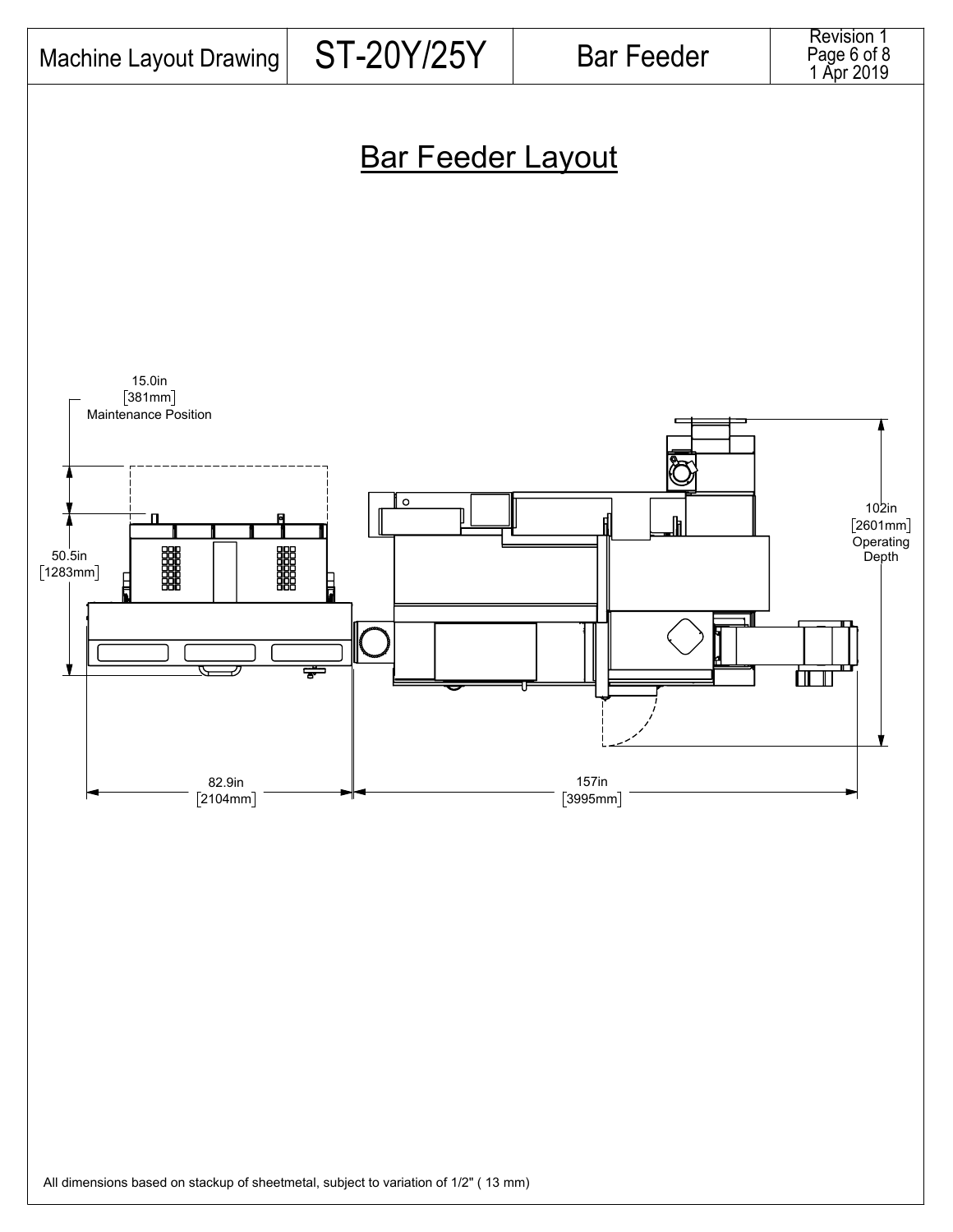| Machine Layout Drawing | ST-20Y/25Y | Bar Feeder | Revision 1 |
|---|---|---|---|

# Bar Feeder Layout

15.0in
[381mm]
Maintenance Position

50.5in
[1283mm]

102in
[2601mm]
Operating
Depth

82.9in
[2104mm]

157in
[3995mm]

All dimensions based on stackup of sheetmetal, subject to variation of 1/2" ( 13 mm)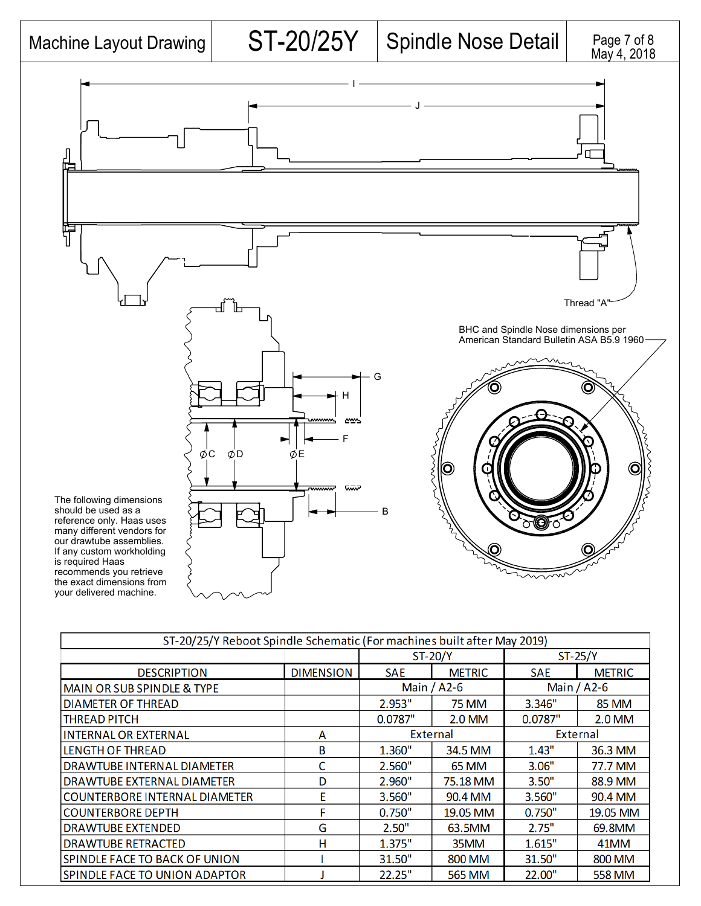# Machine Layout Drawing — ST-20/25Y — Spindle Nose Detail

Thread "A"

BHC and Spindle Nose dimensions per American Standard Bulletin ASA B5.9 1960

The following dimensions should be used as a reference only. Haas uses many different vendors for our drawtube assemblies. If any custom workholding is required Haas recommends you retrieve the exact dimensions from your delivered machine.

| ST-20/25/Y Reboot Spindle Schematic (For machines built after May 2019) | | | | | |
|---|---|---|---|---|---|
| | | ST-20/Y | | ST-25/Y | |
| DESCRIPTION | DIMENSION | SAE | METRIC | SAE | METRIC |
| MAIN OR SUB SPINDLE & TYPE | | Main / A2-6 | | Main / A2-6 | |
| DIAMETER OF THREAD | | 2.953" | 75 MM | 3.346" | 85 MM |
| THREAD PITCH | | 0.0787" | 2.0 MM | 0.0787" | 2.0 MM |
| INTERNAL OR EXTERNAL | A | External | | External | |
| LENGTH OF THREAD | B | 1.360" | 34.5 MM | 1.43" | 36.3 MM |
| DRAWTUBE INTERNAL DIAMETER | C | 2.560" | 65 MM | 3.06" | 77.7 MM |
| DRAWTUBE EXTERNAL DIAMETER | D | 2.960" | 75.18 MM | 3.50" | 88.9 MM |
| COUNTERBORE INTERNAL DIAMETER | E | 3.560" | 90.4 MM | 3.560" | 90.4 MM |
| COUNTERBORE DEPTH | F | 0.750" | 19.05 MM | 0.750" | 19.05 MM |
| DRAWTUBE EXTENDED | G | 2.50" | 63.5MM | 2.75" | 69.8MM |
| DRAWTUBE RETRACTED | H | 1.375" | 35MM | 1.615" | 41MM |
| SPINDLE FACE TO BACK OF UNION | I | 31.50" | 800 MM | 31.50" | 800 MM |
| SPINDLE FACE TO UNION ADAPTOR | J | 22.25" | 565 MM | 22.00" | 558 MM |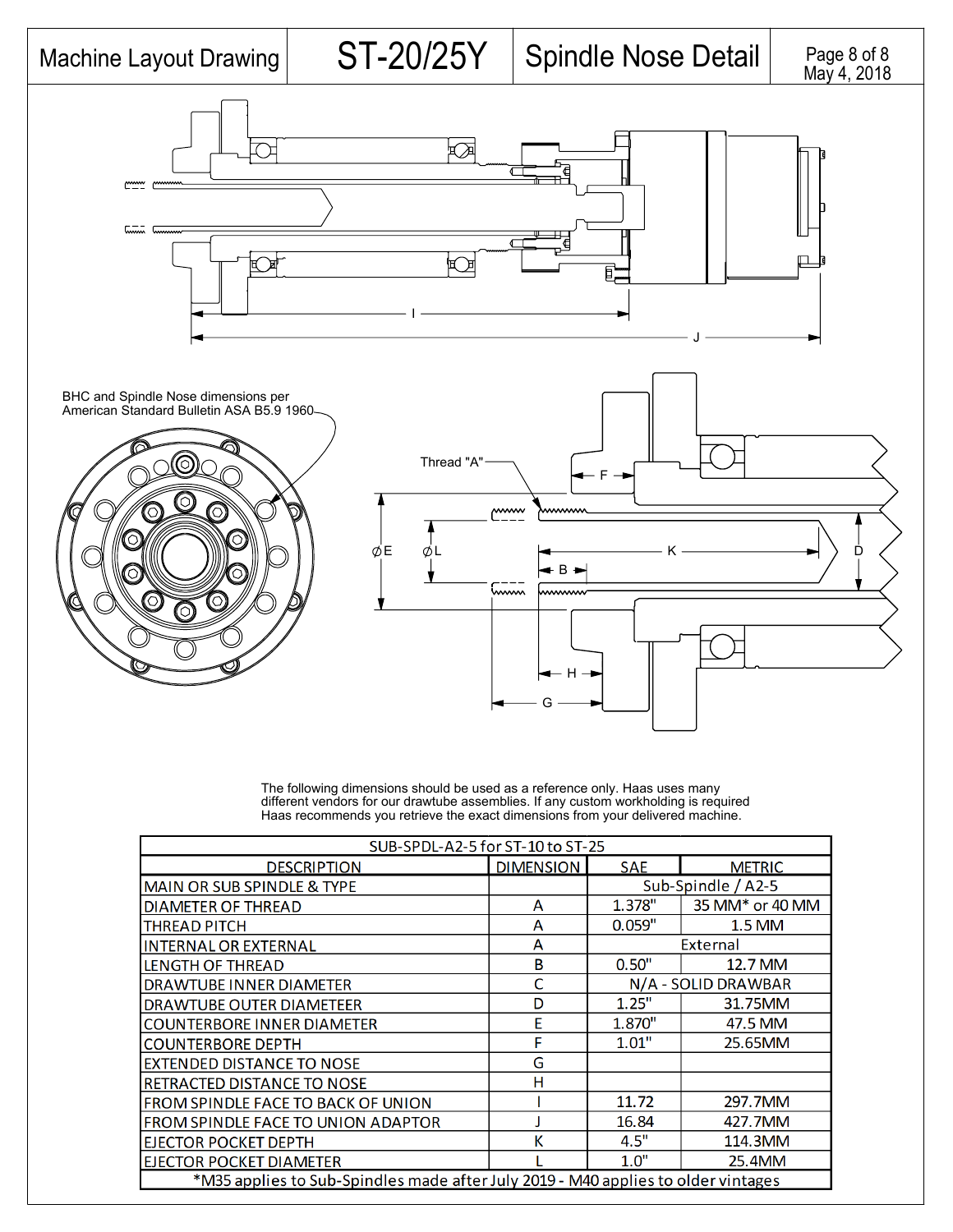# Machine Layout Drawing — ST-20/25Y — Spindle Nose Detail

May 4, 2018

I

J

BHC and Spindle Nose dimensions per American Standard Bulletin ASA B5.9 1960

Thread "A"

F

ØE

ØL

K

D

B

H

G

The following dimensions should be used as a reference only. Haas uses many different vendors for our drawtube assemblies. If any custom workholding is required Haas recommends you retrieve the exact dimensions from your delivered machine.

| SUB-SPDL-A2-5 for ST-10 to ST-25 | | | |
|---|---|---|---|
| DESCRIPTION | DIMENSION | SAE | METRIC |
| MAIN OR SUB SPINDLE & TYPE | | Sub-Spindle / A2-5 | |
| DIAMETER OF THREAD | A | 1.378" | 35 MM* or 40 MM |
| THREAD PITCH | A | 0.059" | 1.5 MM |
| INTERNAL OR EXTERNAL | A | External | |
| LENGTH OF THREAD | B | 0.50" | 12.7 MM |
| DRAWTUBE INNER DIAMETER | C | N/A - SOLID DRAWBAR | |
| DRAWTUBE OUTER DIAMETEER | D | 1.25" | 31.75MM |
| COUNTERBORE INNER DIAMETER | E | 1.870" | 47.5 MM |
| COUNTERBORE DEPTH | F | 1.01" | 25.65MM |
| EXTENDED DISTANCE TO NOSE | G | | |
| RETRACTED DISTANCE TO NOSE | H | | |
| FROM SPINDLE FACE TO BACK OF UNION | I | 11.72 | 297.7MM |
| FROM SPINDLE FACE TO UNION ADAPTOR | J | 16.84 | 427.7MM |
| EJECTOR POCKET DEPTH | K | 4.5" | 114.3MM |
| EJECTOR POCKET DIAMETER | L | 1.0" | 25.4MM |
| *M35 applies to Sub-Spindles made after July 2019 - M40 applies to older vintages | | | |